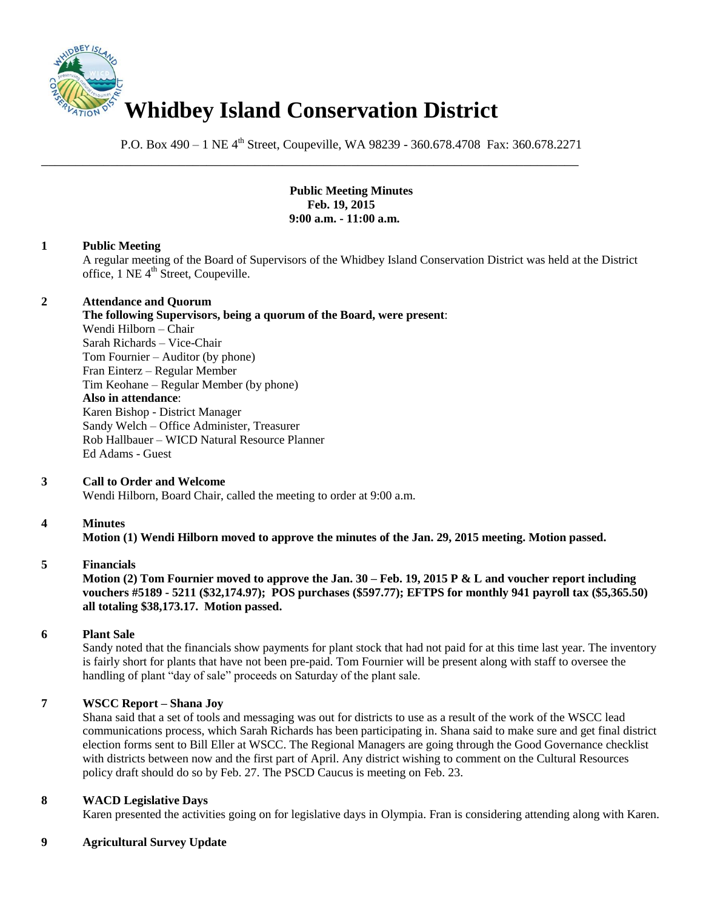# Whidbey Island Conservation District

P.O. Box 490 – 1 NE 4th Street, Coupeville, WA 98239 - 360.678.4708 Fax: 360.678.2271

---

**Public Meeting Minutes**
**Feb. 19, 2015**
**9:00 a.m. - 11:00 a.m.**

**1 Public Meeting**

A regular meeting of the Board of Supervisors of the Whidbey Island Conservation District was held at the District office, 1 NE 4th Street, Coupeville.

**2 Attendance and Quorum**

**The following Supervisors, being a quorum of the Board, were present**:
Wendi Hilborn – Chair
Sarah Richards – Vice-Chair
Tom Fournier – Auditor (by phone)
Fran Einterz – Regular Member
Tim Keohane – Regular Member (by phone)
**Also in attendance**:
Karen Bishop - District Manager
Sandy Welch – Office Administer, Treasurer
Rob Hallbauer – WICD Natural Resource Planner
Ed Adams - Guest

**3 Call to Order and Welcome**

Wendi Hilborn, Board Chair, called the meeting to order at 9:00 a.m.

**4 Minutes**

**Motion (1) Wendi Hilborn moved to approve the minutes of the Jan. 29, 2015 meeting. Motion passed.**

**5 Financials**

**Motion (2) Tom Fournier moved to approve the Jan. 30 – Feb. 19, 2015 P & L and voucher report including vouchers #5189 - 5211 ($32,174.97); POS purchases ($597.77); EFTPS for monthly 941 payroll tax ($5,365.50) all totaling $38,173.17. Motion passed.**

**6 Plant Sale**

Sandy noted that the financials show payments for plant stock that had not paid for at this time last year. The inventory is fairly short for plants that have not been pre-paid. Tom Fournier will be present along with staff to oversee the handling of plant "day of sale" proceeds on Saturday of the plant sale.

**7 WSCC Report – Shana Joy**

Shana said that a set of tools and messaging was out for districts to use as a result of the work of the WSCC lead communications process, which Sarah Richards has been participating in. Shana said to make sure and get final district election forms sent to Bill Eller at WSCC. The Regional Managers are going through the Good Governance checklist with districts between now and the first part of April. Any district wishing to comment on the Cultural Resources policy draft should do so by Feb. 27. The PSCD Caucus is meeting on Feb. 23.

**8 WACD Legislative Days**

Karen presented the activities going on for legislative days in Olympia. Fran is considering attending along with Karen.

**9 Agricultural Survey Update**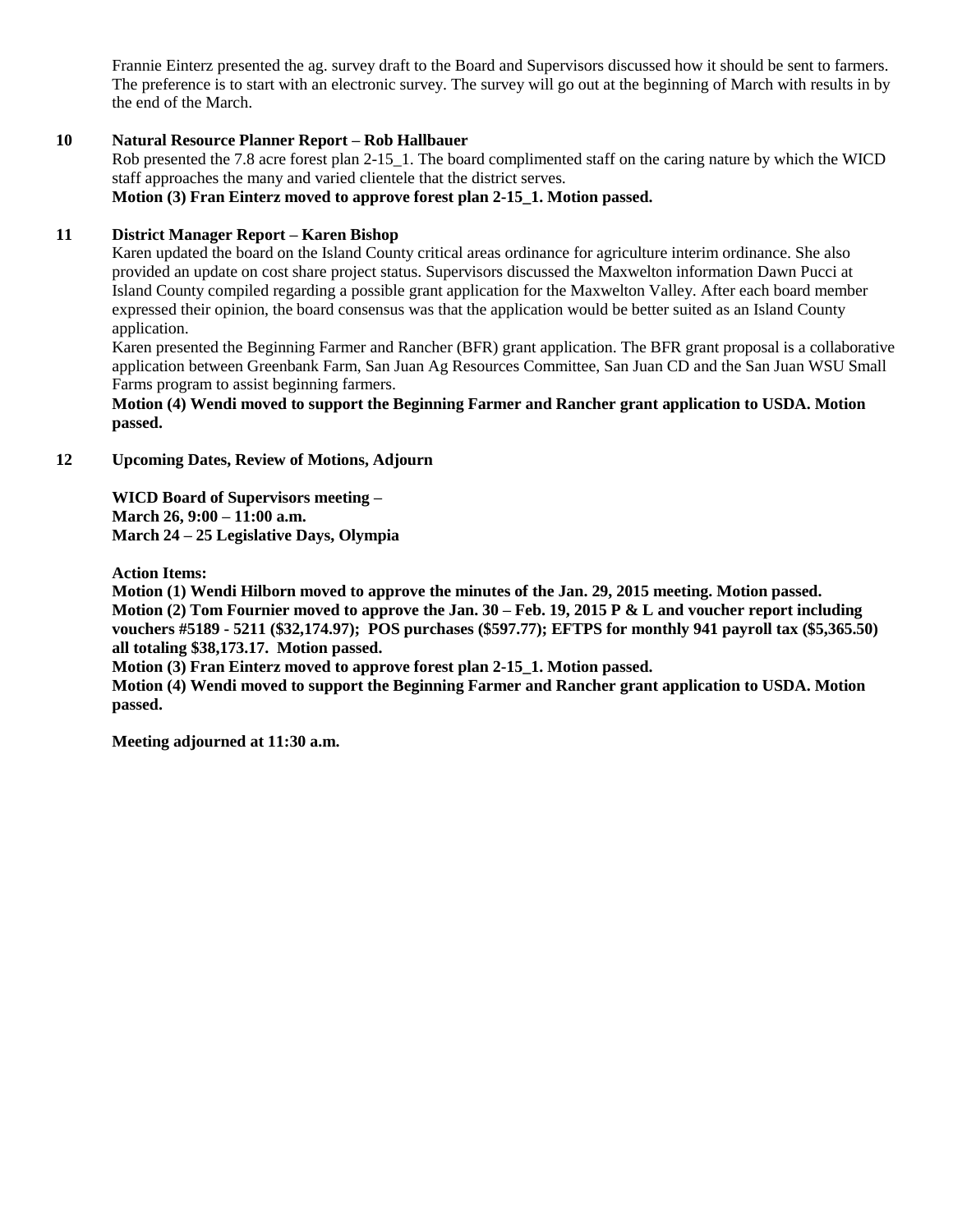Frannie Einterz presented the ag. survey draft to the Board and Supervisors discussed how it should be sent to farmers. The preference is to start with an electronic survey. The survey will go out at the beginning of March with results in by the end of the March.

**10 Natural Resource Planner Report – Rob Hallbauer**

Rob presented the 7.8 acre forest plan 2-15_1. The board complimented staff on the caring nature by which the WICD staff approaches the many and varied clientele that the district serves.

**Motion (3) Fran Einterz moved to approve forest plan 2-15_1. Motion passed.**

**11 District Manager Report – Karen Bishop**

Karen updated the board on the Island County critical areas ordinance for agriculture interim ordinance. She also provided an update on cost share project status. Supervisors discussed the Maxwelton information Dawn Pucci at Island County compiled regarding a possible grant application for the Maxwelton Valley. After each board member expressed their opinion, the board consensus was that the application would be better suited as an Island County application.

Karen presented the Beginning Farmer and Rancher (BFR) grant application. The BFR grant proposal is a collaborative application between Greenbank Farm, San Juan Ag Resources Committee, San Juan CD and the San Juan WSU Small Farms program to assist beginning farmers.

**Motion (4) Wendi moved to support the Beginning Farmer and Rancher grant application to USDA. Motion passed.**

**12 Upcoming Dates, Review of Motions, Adjourn**

**WICD Board of Supervisors meeting –**
**March 26, 9:00 – 11:00 a.m.**
**March 24 – 25 Legislative Days, Olympia**

**Action Items:**

**Motion (1) Wendi Hilborn moved to approve the minutes of the Jan. 29, 2015 meeting. Motion passed.**
**Motion (2) Tom Fournier moved to approve the Jan. 30 – Feb. 19, 2015 P & L and voucher report including vouchers #5189 - 5211 ($32,174.97); POS purchases ($597.77); EFTPS for monthly 941 payroll tax ($5,365.50) all totaling $38,173.17. Motion passed.**
**Motion (3) Fran Einterz moved to approve forest plan 2-15_1. Motion passed.**
**Motion (4) Wendi moved to support the Beginning Farmer and Rancher grant application to USDA. Motion passed.**

**Meeting adjourned at 11:30 a.m.**